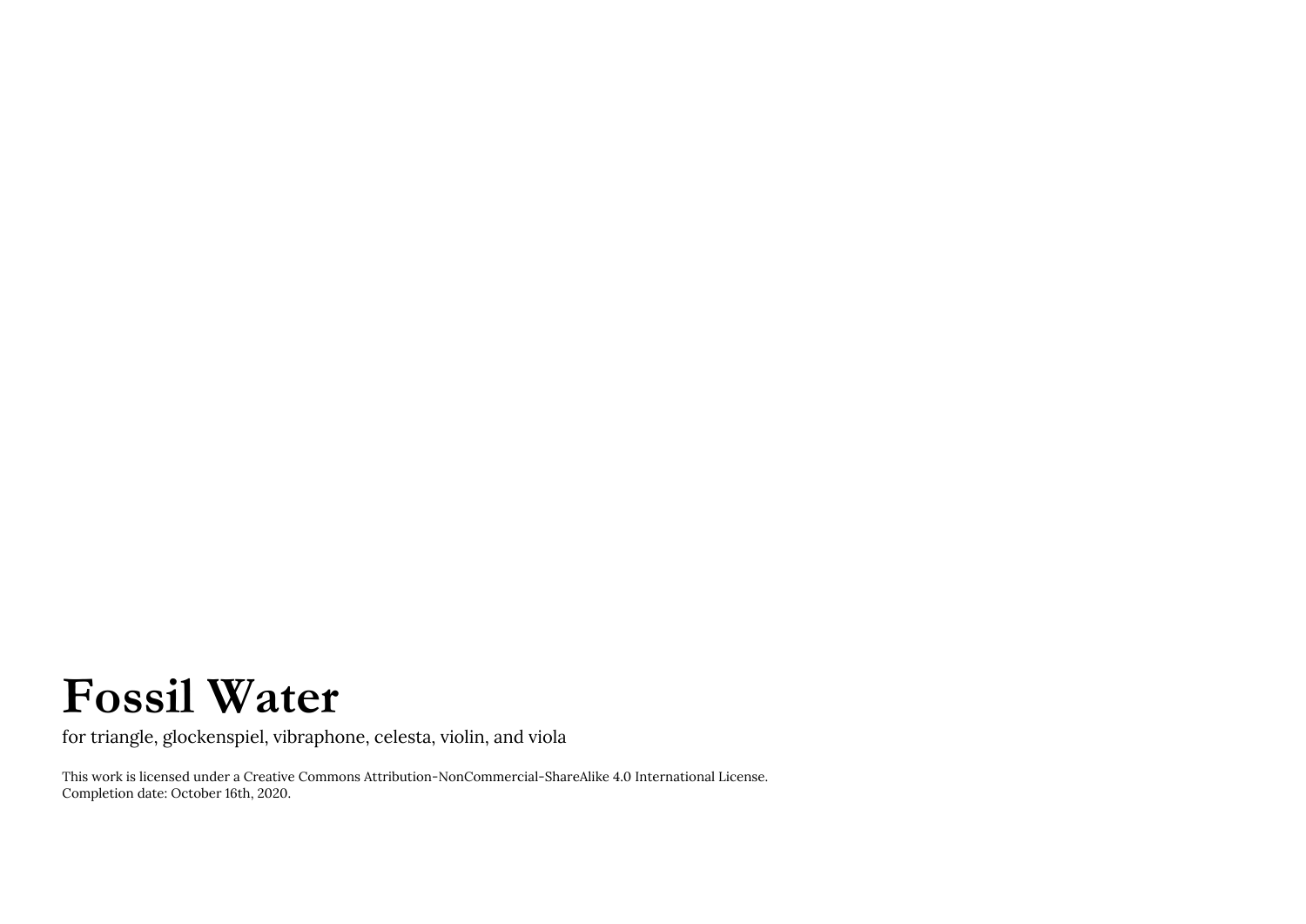# Fossil Water

for triangle, glockenspiel, vibraphone, celesta, violin, and viola

This work is licensed under a Creative Commons Attribution-NonCommercial-ShareAlike 4.0 International License.
Completion date: October 16th, 2020.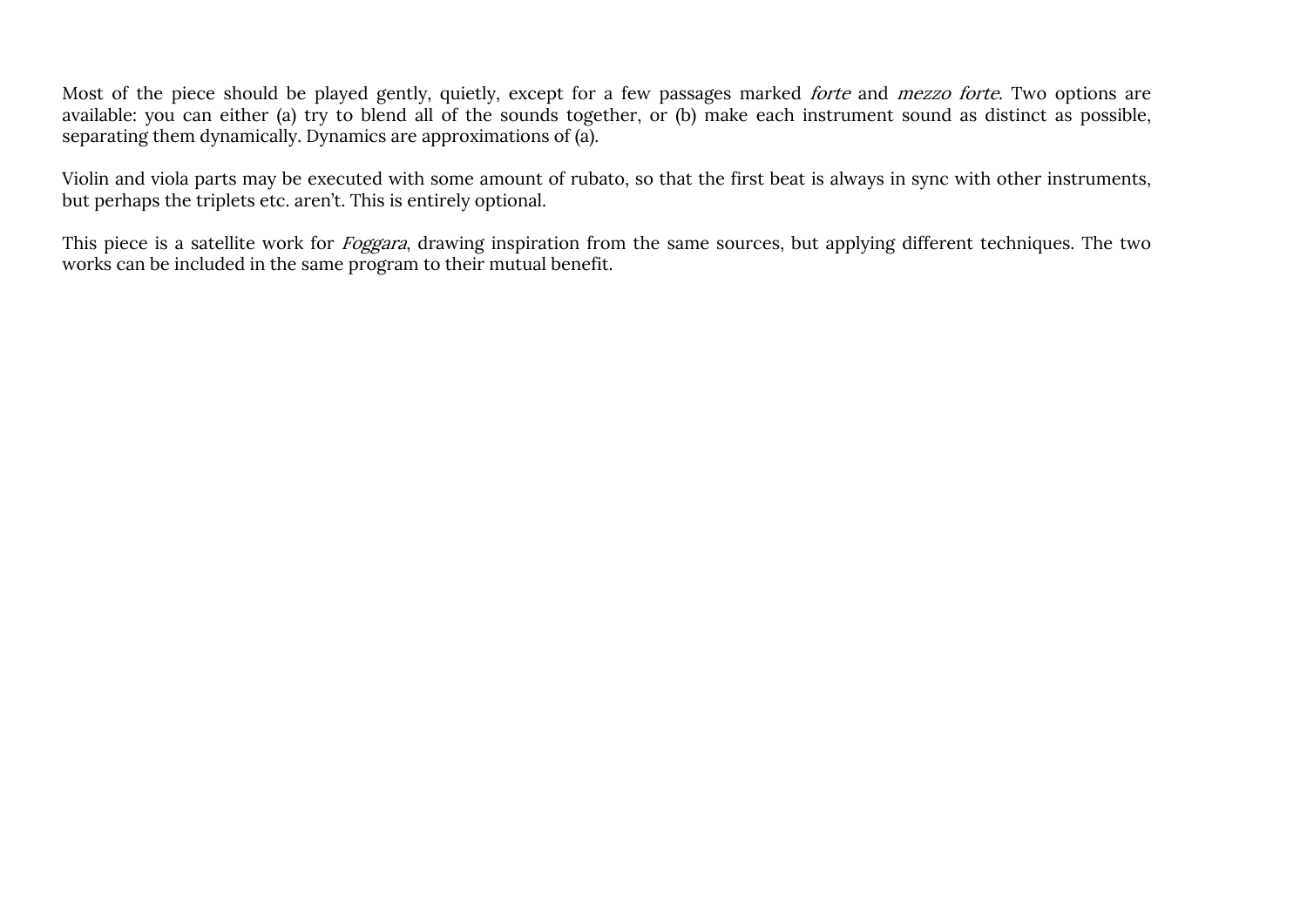Most of the piece should be played gently, quietly, except for a few passages marked *forte* and *mezzo forte*. Two options are available: you can either (a) try to blend all of the sounds together, or (b) make each instrument sound as distinct as possible, separating them dynamically. Dynamics are approximations of (a).

Violin and viola parts may be executed with some amount of rubato, so that the first beat is always in sync with other instruments, but perhaps the triplets etc. aren't. This is entirely optional.

This piece is a satellite work for *Foggara*, drawing inspiration from the same sources, but applying different techniques. The two works can be included in the same program to their mutual benefit.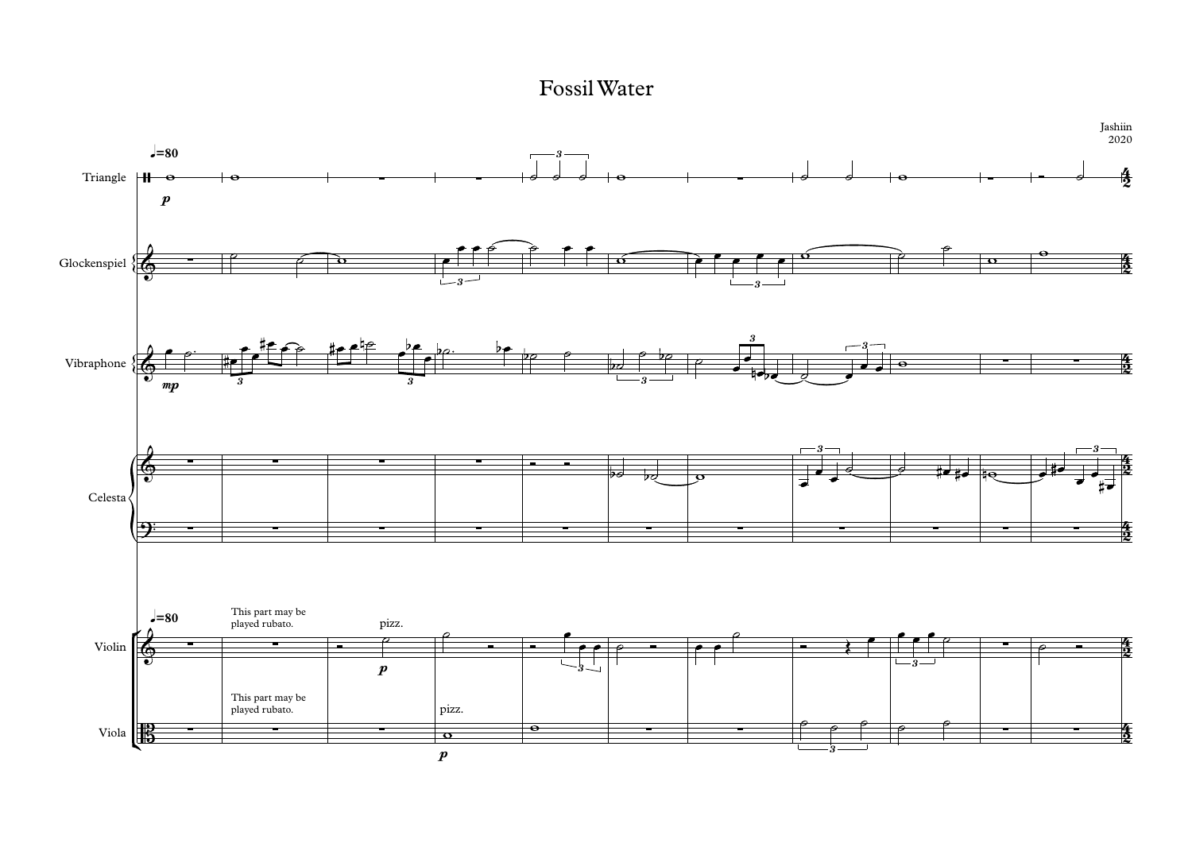# Fossil Water

Jashiin
2020

♩=80

Triangle

Glockenspiel

Vibraphone

Celesta

Violin

Viola

*p*

*mp*

*p*

*p*

This part may be played rubato.

This part may be played rubato.

pizz.

pizz.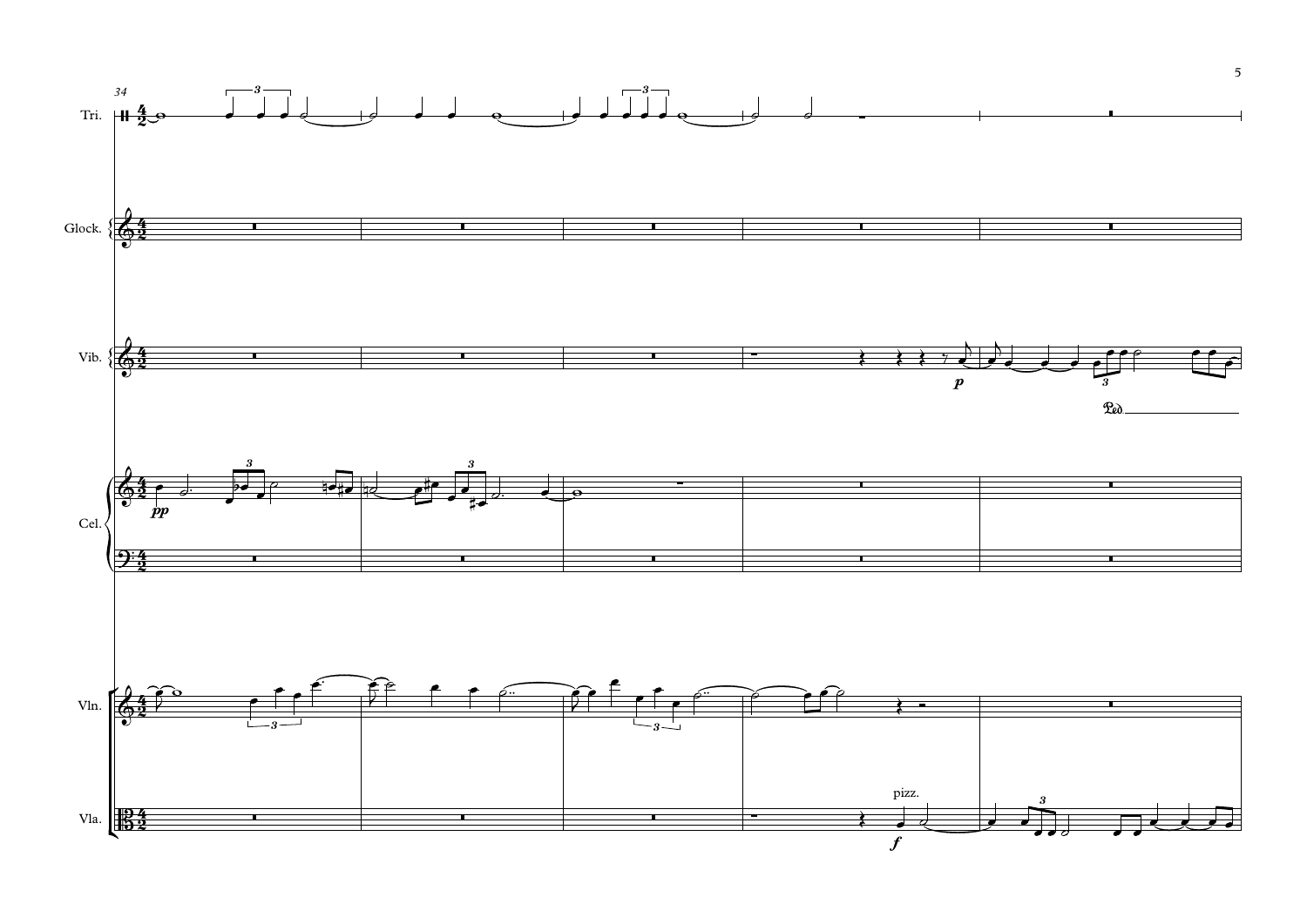34

Tri.

Glock.

Vib.

*p*

Ped.

Cel.

*pp*

Vln.

Vla.

pizz.

*f*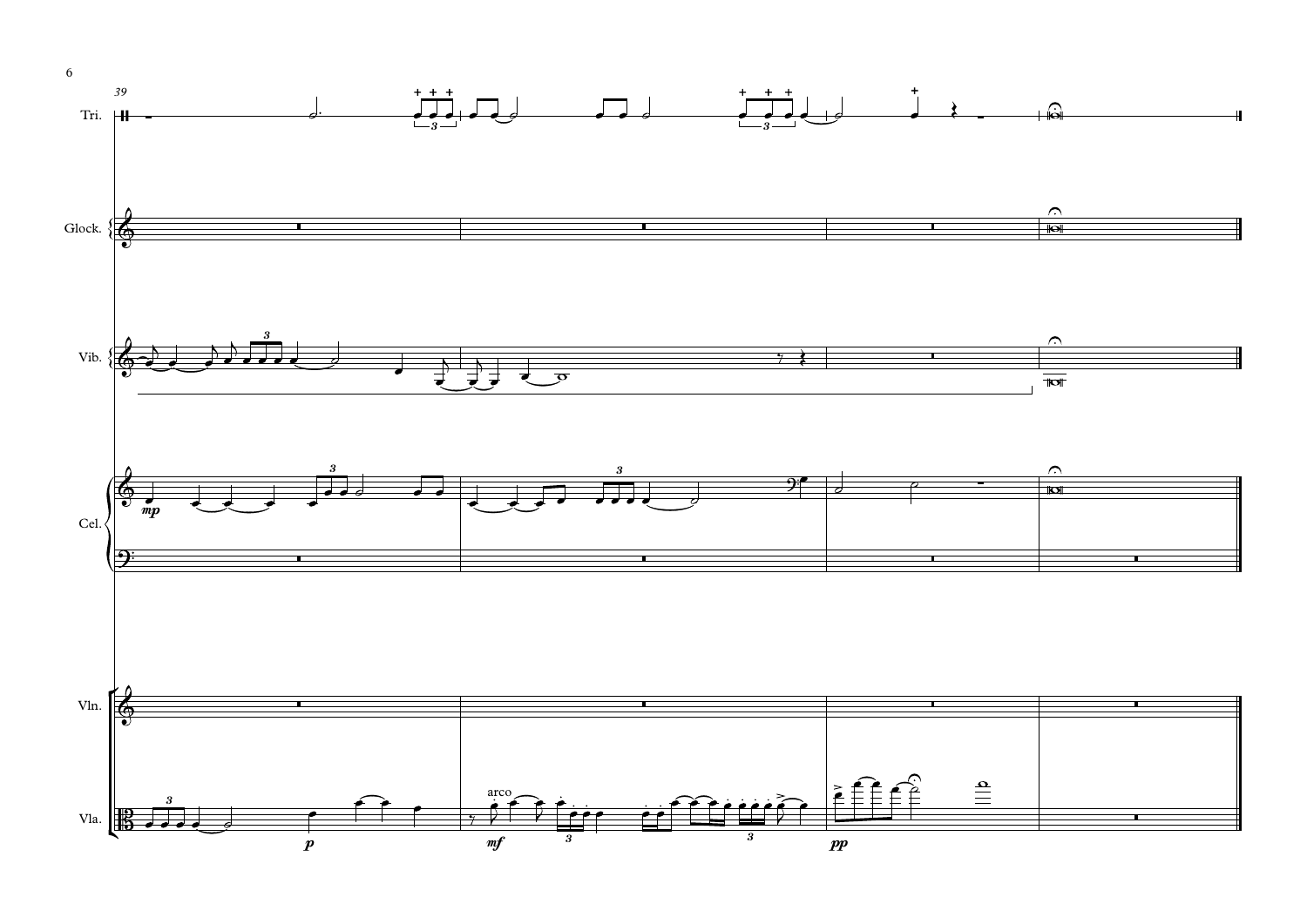39

Tri.

Glock.

Vib.

Cel.

Vln.

Vla.

*mp*

*p*

arco

*mf*

*pp*